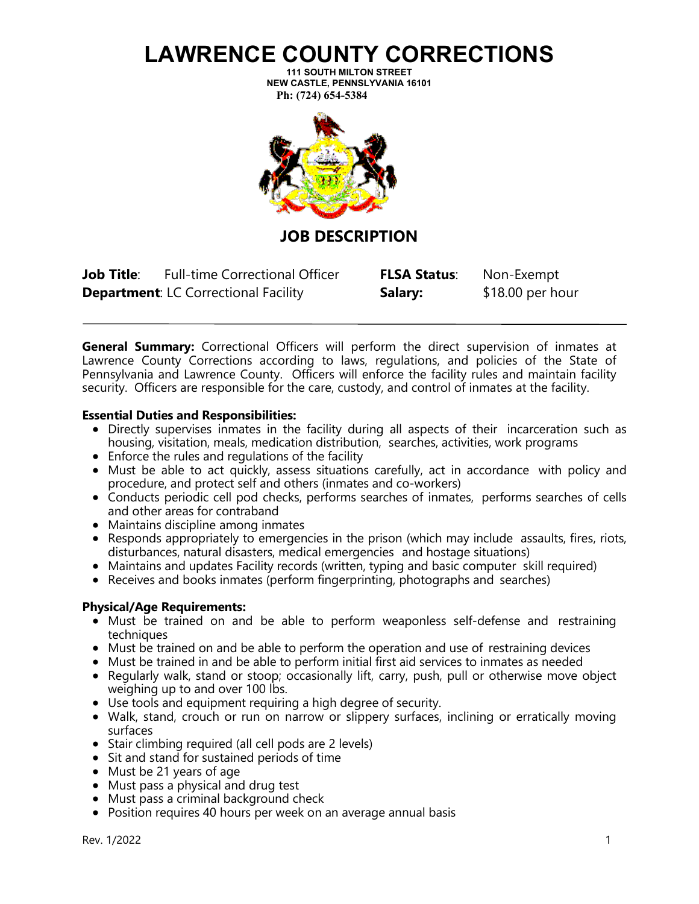# LAWRENCE COUNTY CORRECTIONS

**111 SOUTH MILTON STREET**
**NEW CASTLE, PENNSLYVANIA 16101**
**Ph: (724) 654-5384**

## JOB DESCRIPTION

**Job Title**: Full-time Correctional Officer  **FLSA Status**: Non-Exempt
**Department**: LC Correctional Facility  **Salary:** $18.00 per hour

---

**General Summary:** Correctional Officers will perform the direct supervision of inmates at Lawrence County Corrections according to laws, regulations, and policies of the State of Pennsylvania and Lawrence County. Officers will enforce the facility rules and maintain facility security. Officers are responsible for the care, custody, and control of inmates at the facility.

**Essential Duties and Responsibilities:**

- Directly supervises inmates in the facility during all aspects of their incarceration such as housing, visitation, meals, medication distribution, searches, activities, work programs
- Enforce the rules and regulations of the facility
- Must be able to act quickly, assess situations carefully, act in accordance with policy and procedure, and protect self and others (inmates and co-workers)
- Conducts periodic cell pod checks, performs searches of inmates, performs searches of cells and other areas for contraband
- Maintains discipline among inmates
- Responds appropriately to emergencies in the prison (which may include assaults, fires, riots, disturbances, natural disasters, medical emergencies and hostage situations)
- Maintains and updates Facility records (written, typing and basic computer skill required)
- Receives and books inmates (perform fingerprinting, photographs and searches)

**Physical/Age Requirements:**

- Must be trained on and be able to perform weaponless self-defense and restraining techniques
- Must be trained on and be able to perform the operation and use of restraining devices
- Must be trained in and be able to perform initial first aid services to inmates as needed
- Regularly walk, stand or stoop; occasionally lift, carry, push, pull or otherwise move object weighing up to and over 100 lbs.
- Use tools and equipment requiring a high degree of security.
- Walk, stand, crouch or run on narrow or slippery surfaces, inclining or erratically moving surfaces
- Stair climbing required (all cell pods are 2 levels)
- Sit and stand for sustained periods of time
- Must be 21 years of age
- Must pass a physical and drug test
- Must pass a criminal background check
- Position requires 40 hours per week on an average annual basis

Rev. 1/2022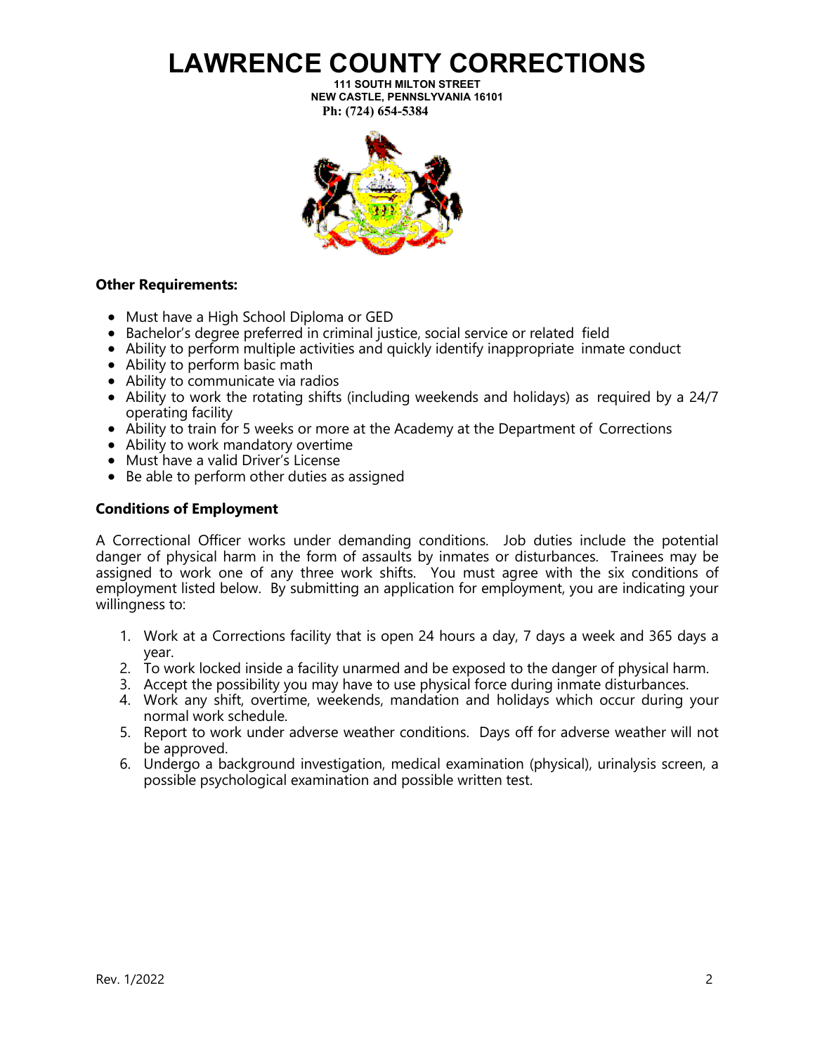# LAWRENCE COUNTY CORRECTIONS

**111 SOUTH MILTON STREET**
**NEW CASTLE, PENNSLYVANIA 16101**
**Ph: (724) 654-5384**

**Other Requirements:**

- Must have a High School Diploma or GED
- Bachelor's degree preferred in criminal justice, social service or related field
- Ability to perform multiple activities and quickly identify inappropriate inmate conduct
- Ability to perform basic math
- Ability to communicate via radios
- Ability to work the rotating shifts (including weekends and holidays) as required by a 24/7 operating facility
- Ability to train for 5 weeks or more at the Academy at the Department of Corrections
- Ability to work mandatory overtime
- Must have a valid Driver's License
- Be able to perform other duties as assigned

**Conditions of Employment**

A Correctional Officer works under demanding conditions. Job duties include the potential danger of physical harm in the form of assaults by inmates or disturbances. Trainees may be assigned to work one of any three work shifts. You must agree with the six conditions of employment listed below. By submitting an application for employment, you are indicating your willingness to:

1. Work at a Corrections facility that is open 24 hours a day, 7 days a week and 365 days a year.
2. To work locked inside a facility unarmed and be exposed to the danger of physical harm.
3. Accept the possibility you may have to use physical force during inmate disturbances.
4. Work any shift, overtime, weekends, mandation and holidays which occur during your normal work schedule.
5. Report to work under adverse weather conditions. Days off for adverse weather will not be approved.
6. Undergo a background investigation, medical examination (physical), urinalysis screen, a possible psychological examination and possible written test.

Rev. 1/2022